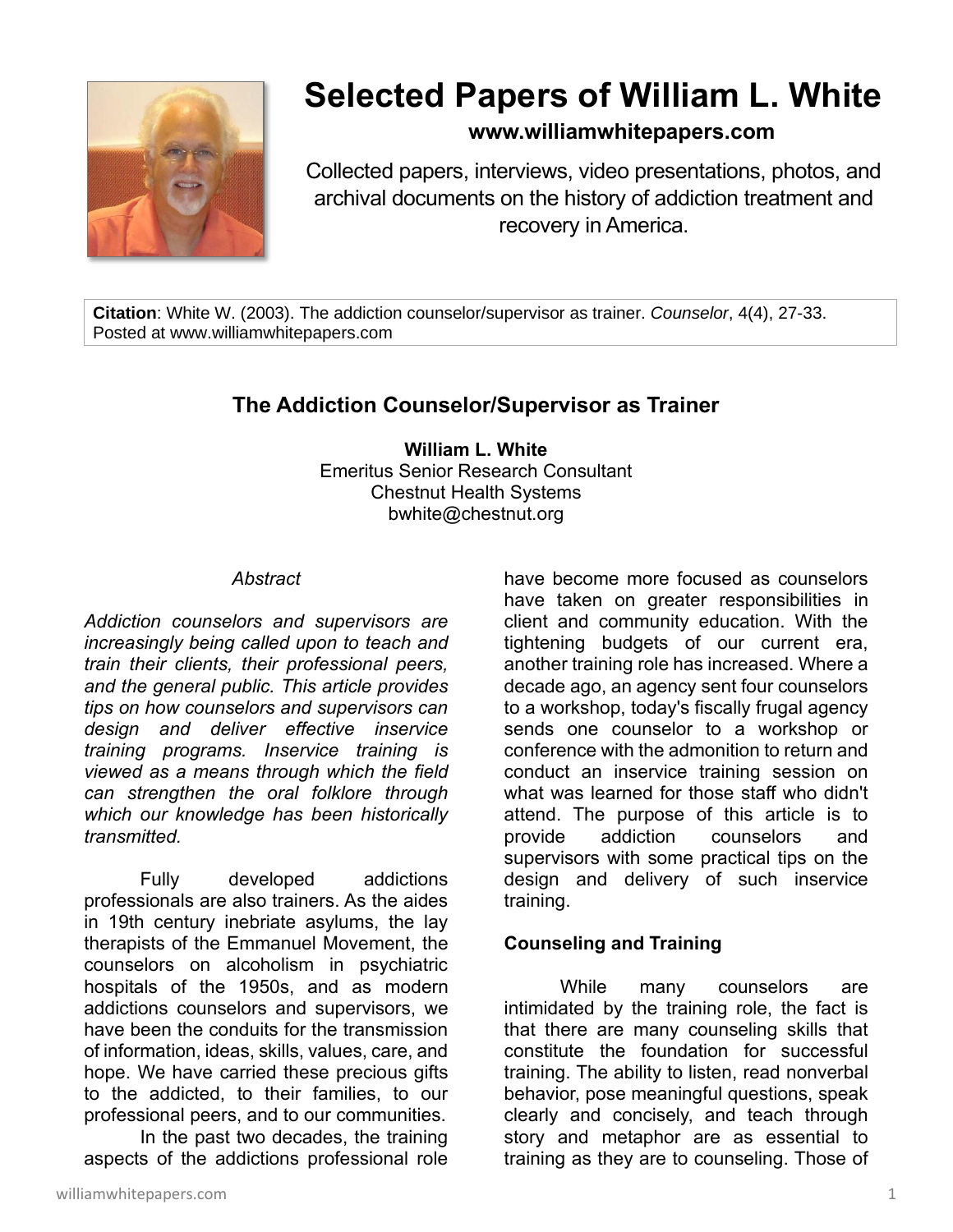# Selected Papers of William L. White

**www.williamwhitepapers.com**

Collected papers, interviews, video presentations, photos, and archival documents on the history of addiction treatment and recovery in America.

**Citation**: White W. (2003). The addiction counselor/supervisor as trainer. *Counselor*, 4(4), 27-33. Posted at www.williamwhitepapers.com

## The Addiction Counselor/Supervisor as Trainer

**William L. White**
Emeritus Senior Research Consultant
Chestnut Health Systems
bwhite@chestnut.org

*Abstract*

*Addiction counselors and supervisors are increasingly being called upon to teach and train their clients, their professional peers, and the general public. This article provides tips on how counselors and supervisors can design and deliver effective inservice training programs. Inservice training is viewed as a means through which the field can strengthen the oral folklore through which our knowledge has been historically transmitted.*

Fully developed addictions professionals are also trainers. As the aides in 19th century inebriate asylums, the lay therapists of the Emmanuel Movement, the counselors on alcoholism in psychiatric hospitals of the 1950s, and as modern addictions counselors and supervisors, we have been the conduits for the transmission of information, ideas, skills, values, care, and hope. We have carried these precious gifts to the addicted, to their families, to our professional peers, and to our communities.

In the past two decades, the training aspects of the addictions professional role have become more focused as counselors have taken on greater responsibilities in client and community education. With the tightening budgets of our current era, another training role has increased. Where a decade ago, an agency sent four counselors to a workshop, today's fiscally frugal agency sends one counselor to a workshop or conference with the admonition to return and conduct an inservice training session on what was learned for those staff who didn't attend. The purpose of this article is to provide addiction counselors and supervisors with some practical tips on the design and delivery of such inservice training.

### Counseling and Training

While many counselors are intimidated by the training role, the fact is that there are many counseling skills that constitute the foundation for successful training. The ability to listen, read nonverbal behavior, pose meaningful questions, speak clearly and concisely, and teach through story and metaphor are as essential to training as they are to counseling. Those of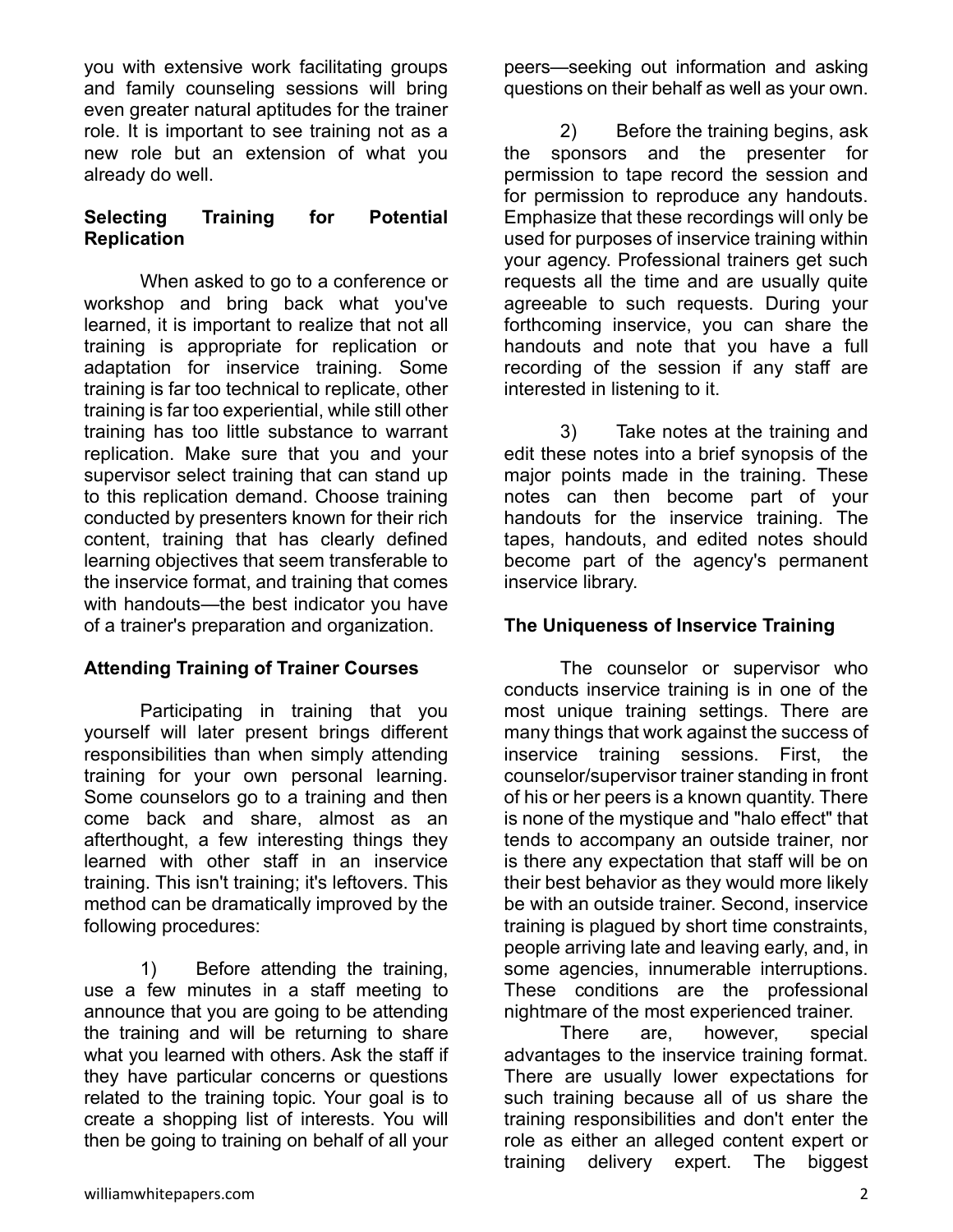you with extensive work facilitating groups and family counseling sessions will bring even greater natural aptitudes for the trainer role. It is important to see training not as a new role but an extension of what you already do well.

**Selecting Training for Potential Replication**

When asked to go to a conference or workshop and bring back what you've learned, it is important to realize that not all training is appropriate for replication or adaptation for inservice training. Some training is far too technical to replicate, other training is far too experiential, while still other training has too little substance to warrant replication. Make sure that you and your supervisor select training that can stand up to this replication demand. Choose training conducted by presenters known for their rich content, training that has clearly defined learning objectives that seem transferable to the inservice format, and training that comes with handouts—the best indicator you have of a trainer's preparation and organization.

**Attending Training of Trainer Courses**

Participating in training that you yourself will later present brings different responsibilities than when simply attending training for your own personal learning. Some counselors go to a training and then come back and share, almost as an afterthought, a few interesting things they learned with other staff in an inservice training. This isn't training; it's leftovers. This method can be dramatically improved by the following procedures:

1) Before attending the training, use a few minutes in a staff meeting to announce that you are going to be attending the training and will be returning to share what you learned with others. Ask the staff if they have particular concerns or questions related to the training topic. Your goal is to create a shopping list of interests. You will then be going to training on behalf of all your peers—seeking out information and asking questions on their behalf as well as your own.

2) Before the training begins, ask the sponsors and the presenter for permission to tape record the session and for permission to reproduce any handouts. Emphasize that these recordings will only be used for purposes of inservice training within your agency. Professional trainers get such requests all the time and are usually quite agreeable to such requests. During your forthcoming inservice, you can share the handouts and note that you have a full recording of the session if any staff are interested in listening to it.

3) Take notes at the training and edit these notes into a brief synopsis of the major points made in the training. These notes can then become part of your handouts for the inservice training. The tapes, handouts, and edited notes should become part of the agency's permanent inservice library.

**The Uniqueness of Inservice Training**

The counselor or supervisor who conducts inservice training is in one of the most unique training settings. There are many things that work against the success of inservice training sessions. First, the counselor/supervisor trainer standing in front of his or her peers is a known quantity. There is none of the mystique and "halo effect" that tends to accompany an outside trainer, nor is there any expectation that staff will be on their best behavior as they would more likely be with an outside trainer. Second, inservice training is plagued by short time constraints, people arriving late and leaving early, and, in some agencies, innumerable interruptions. These conditions are the professional nightmare of the most experienced trainer.

There are, however, special advantages to the inservice training format. There are usually lower expectations for such training because all of us share the training responsibilities and don't enter the role as either an alleged content expert or training delivery expert. The biggest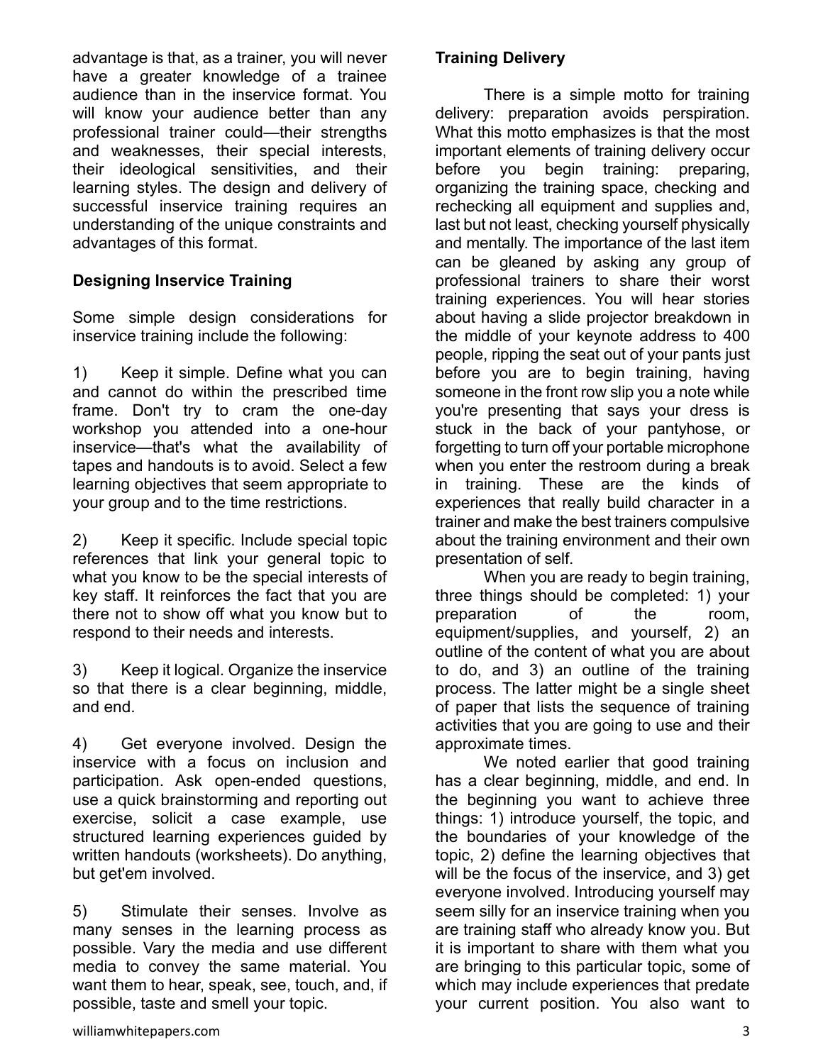advantage is that, as a trainer, you will never have a greater knowledge of a trainee audience than in the inservice format. You will know your audience better than any professional trainer could—their strengths and weaknesses, their special interests, their ideological sensitivities, and their learning styles. The design and delivery of successful inservice training requires an understanding of the unique constraints and advantages of this format.

**Designing Inservice Training**

Some simple design considerations for inservice training include the following:

1) Keep it simple. Define what you can and cannot do within the prescribed time frame. Don't try to cram the one-day workshop you attended into a one-hour inservice—that's what the availability of tapes and handouts is to avoid. Select a few learning objectives that seem appropriate to your group and to the time restrictions.

2) Keep it specific. Include special topic references that link your general topic to what you know to be the special interests of key staff. It reinforces the fact that you are there not to show off what you know but to respond to their needs and interests.

3) Keep it logical. Organize the inservice so that there is a clear beginning, middle, and end.

4) Get everyone involved. Design the inservice with a focus on inclusion and participation. Ask open-ended questions, use a quick brainstorming and reporting out exercise, solicit a case example, use structured learning experiences guided by written handouts (worksheets). Do anything, but get'em involved.

5) Stimulate their senses. Involve as many senses in the learning process as possible. Vary the media and use different media to convey the same material. You want them to hear, speak, see, touch, and, if possible, taste and smell your topic.

**Training Delivery**

There is a simple motto for training delivery: preparation avoids perspiration. What this motto emphasizes is that the most important elements of training delivery occur before you begin training: preparing, organizing the training space, checking and rechecking all equipment and supplies and, last but not least, checking yourself physically and mentally. The importance of the last item can be gleaned by asking any group of professional trainers to share their worst training experiences. You will hear stories about having a slide projector breakdown in the middle of your keynote address to 400 people, ripping the seat out of your pants just before you are to begin training, having someone in the front row slip you a note while you're presenting that says your dress is stuck in the back of your pantyhose, or forgetting to turn off your portable microphone when you enter the restroom during a break in training. These are the kinds of experiences that really build character in a trainer and make the best trainers compulsive about the training environment and their own presentation of self.

When you are ready to begin training, three things should be completed: 1) your preparation of the room, equipment/supplies, and yourself, 2) an outline of the content of what you are about to do, and 3) an outline of the training process. The latter might be a single sheet of paper that lists the sequence of training activities that you are going to use and their approximate times.

We noted earlier that good training has a clear beginning, middle, and end. In the beginning you want to achieve three things: 1) introduce yourself, the topic, and the boundaries of your knowledge of the topic, 2) define the learning objectives that will be the focus of the inservice, and 3) get everyone involved. Introducing yourself may seem silly for an inservice training when you are training staff who already know you. But it is important to share with them what you are bringing to this particular topic, some of which may include experiences that predate your current position. You also want to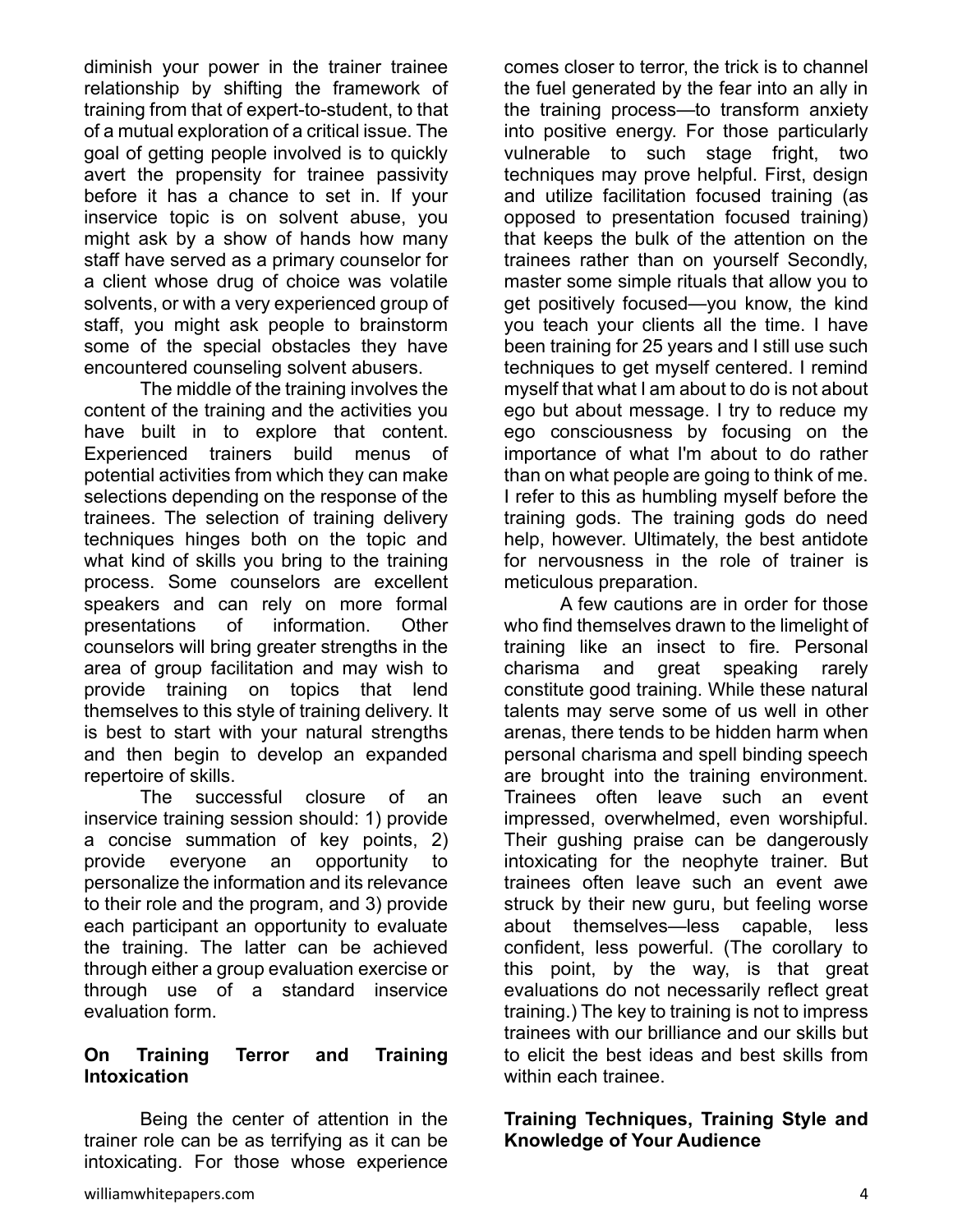diminish your power in the trainer trainee relationship by shifting the framework of training from that of expert-to-student, to that of a mutual exploration of a critical issue. The goal of getting people involved is to quickly avert the propensity for trainee passivity before it has a chance to set in. If your inservice topic is on solvent abuse, you might ask by a show of hands how many staff have served as a primary counselor for a client whose drug of choice was volatile solvents, or with a very experienced group of staff, you might ask people to brainstorm some of the special obstacles they have encountered counseling solvent abusers.

The middle of the training involves the content of the training and the activities you have built in to explore that content. Experienced trainers build menus of potential activities from which they can make selections depending on the response of the trainees. The selection of training delivery techniques hinges both on the topic and what kind of skills you bring to the training process. Some counselors are excellent speakers and can rely on more formal presentations of information. Other counselors will bring greater strengths in the area of group facilitation and may wish to provide training on topics that lend themselves to this style of training delivery. It is best to start with your natural strengths and then begin to develop an expanded repertoire of skills.

The successful closure of an inservice training session should: 1) provide a concise summation of key points, 2) provide everyone an opportunity to personalize the information and its relevance to their role and the program, and 3) provide each participant an opportunity to evaluate the training. The latter can be achieved through either a group evaluation exercise or through use of a standard inservice evaluation form.

**On Training Terror and Training Intoxication**

Being the center of attention in the trainer role can be as terrifying as it can be intoxicating. For those whose experience comes closer to terror, the trick is to channel the fuel generated by the fear into an ally in the training process—to transform anxiety into positive energy. For those particularly vulnerable to such stage fright, two techniques may prove helpful. First, design and utilize facilitation focused training (as opposed to presentation focused training) that keeps the bulk of the attention on the trainees rather than on yourself Secondly, master some simple rituals that allow you to get positively focused—you know, the kind you teach your clients all the time. I have been training for 25 years and I still use such techniques to get myself centered. I remind myself that what I am about to do is not about ego but about message. I try to reduce my ego consciousness by focusing on the importance of what I'm about to do rather than on what people are going to think of me. I refer to this as humbling myself before the training gods. The training gods do need help, however. Ultimately, the best antidote for nervousness in the role of trainer is meticulous preparation.

A few cautions are in order for those who find themselves drawn to the limelight of training like an insect to fire. Personal charisma and great speaking rarely constitute good training. While these natural talents may serve some of us well in other arenas, there tends to be hidden harm when personal charisma and spell binding speech are brought into the training environment. Trainees often leave such an event impressed, overwhelmed, even worshipful. Their gushing praise can be dangerously intoxicating for the neophyte trainer. But trainees often leave such an event awe struck by their new guru, but feeling worse about themselves—less capable, less confident, less powerful. (The corollary to this point, by the way, is that great evaluations do not necessarily reflect great training.) The key to training is not to impress trainees with our brilliance and our skills but to elicit the best ideas and best skills from within each trainee.

**Training Techniques, Training Style and Knowledge of Your Audience**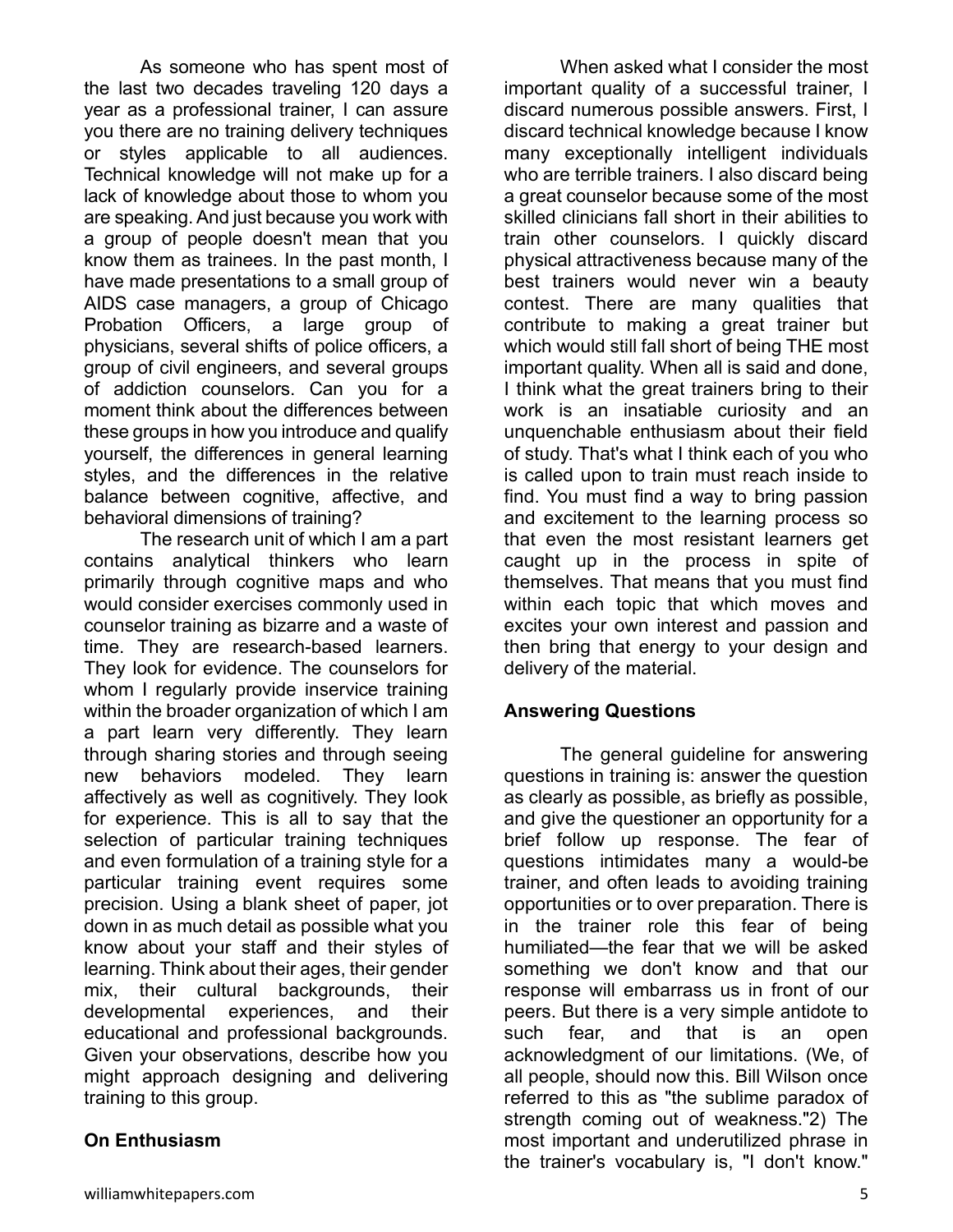As someone who has spent most of the last two decades traveling 120 days a year as a professional trainer, I can assure you there are no training delivery techniques or styles applicable to all audiences. Technical knowledge will not make up for a lack of knowledge about those to whom you are speaking. And just because you work with a group of people doesn't mean that you know them as trainees. In the past month, I have made presentations to a small group of AIDS case managers, a group of Chicago Probation Officers, a large group of physicians, several shifts of police officers, a group of civil engineers, and several groups of addiction counselors. Can you for a moment think about the differences between these groups in how you introduce and qualify yourself, the differences in general learning styles, and the differences in the relative balance between cognitive, affective, and behavioral dimensions of training?

The research unit of which I am a part contains analytical thinkers who learn primarily through cognitive maps and who would consider exercises commonly used in counselor training as bizarre and a waste of time. They are research-based learners. They look for evidence. The counselors for whom I regularly provide inservice training within the broader organization of which I am a part learn very differently. They learn through sharing stories and through seeing new behaviors modeled. They learn affectively as well as cognitively. They look for experience. This is all to say that the selection of particular training techniques and even formulation of a training style for a particular training event requires some precision. Using a blank sheet of paper, jot down in as much detail as possible what you know about your staff and their styles of learning. Think about their ages, their gender mix, their cultural backgrounds, their developmental experiences, and their educational and professional backgrounds. Given your observations, describe how you might approach designing and delivering training to this group.

**On Enthusiasm**

When asked what I consider the most important quality of a successful trainer, I discard numerous possible answers. First, I discard technical knowledge because I know many exceptionally intelligent individuals who are terrible trainers. I also discard being a great counselor because some of the most skilled clinicians fall short in their abilities to train other counselors. I quickly discard physical attractiveness because many of the best trainers would never win a beauty contest. There are many qualities that contribute to making a great trainer but which would still fall short of being THE most important quality. When all is said and done, I think what the great trainers bring to their work is an insatiable curiosity and an unquenchable enthusiasm about their field of study. That's what I think each of you who is called upon to train must reach inside to find. You must find a way to bring passion and excitement to the learning process so that even the most resistant learners get caught up in the process in spite of themselves. That means that you must find within each topic that which moves and excites your own interest and passion and then bring that energy to your design and delivery of the material.

**Answering Questions**

The general guideline for answering questions in training is: answer the question as clearly as possible, as briefly as possible, and give the questioner an opportunity for a brief follow up response. The fear of questions intimidates many a would-be trainer, and often leads to avoiding training opportunities or to over preparation. There is in the trainer role this fear of being humiliated—the fear that we will be asked something we don't know and that our response will embarrass us in front of our peers. But there is a very simple antidote to such fear, and that is an open acknowledgment of our limitations. (We, of all people, should now this. Bill Wilson once referred to this as "the sublime paradox of strength coming out of weakness."[2]) The most important and underutilized phrase in the trainer's vocabulary is, "I don't know."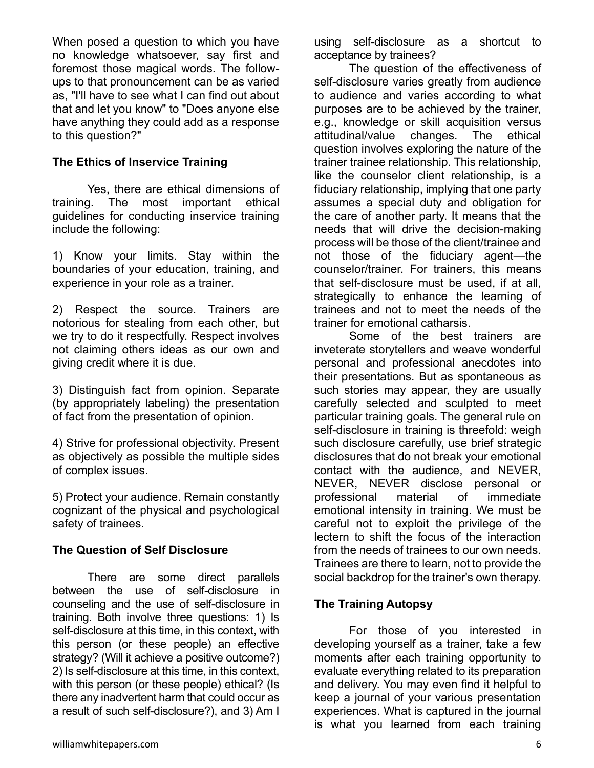When posed a question to which you have no knowledge whatsoever, say first and foremost those magical words. The follow-ups to that pronouncement can be as varied as, "I'll have to see what I can find out about that and let you know" to "Does anyone else have anything they could add as a response to this question?"

**The Ethics of Inservice Training**

Yes, there are ethical dimensions of training. The most important ethical guidelines for conducting inservice training include the following:

1) Know your limits. Stay within the boundaries of your education, training, and experience in your role as a trainer.

2) Respect the source. Trainers are notorious for stealing from each other, but we try to do it respectfully. Respect involves not claiming others ideas as our own and giving credit where it is due.

3) Distinguish fact from opinion. Separate (by appropriately labeling) the presentation of fact from the presentation of opinion.

4) Strive for professional objectivity. Present as objectively as possible the multiple sides of complex issues.

5) Protect your audience. Remain constantly cognizant of the physical and psychological safety of trainees.

**The Question of Self Disclosure**

There are some direct parallels between the use of self-disclosure in counseling and the use of self-disclosure in training. Both involve three questions: 1) Is self-disclosure at this time, in this context, with this person (or these people) an effective strategy? (Will it achieve a positive outcome?) 2) Is self-disclosure at this time, in this context, with this person (or these people) ethical? (Is there any inadvertent harm that could occur as a result of such self-disclosure?), and 3) Am I using self-disclosure as a shortcut to acceptance by trainees?

The question of the effectiveness of self-disclosure varies greatly from audience to audience and varies according to what purposes are to be achieved by the trainer, e.g., knowledge or skill acquisition versus attitudinal/value changes. The ethical question involves exploring the nature of the trainer trainee relationship. This relationship, like the counselor client relationship, is a fiduciary relationship, implying that one party assumes a special duty and obligation for the care of another party. It means that the needs that will drive the decision-making process will be those of the client/trainee and not those of the fiduciary agent—the counselor/trainer. For trainers, this means that self-disclosure must be used, if at all, strategically to enhance the learning of trainees and not to meet the needs of the trainer for emotional catharsis.

Some of the best trainers are inveterate storytellers and weave wonderful personal and professional anecdotes into their presentations. But as spontaneous as such stories may appear, they are usually carefully selected and sculpted to meet particular training goals. The general rule on self-disclosure in training is threefold: weigh such disclosure carefully, use brief strategic disclosures that do not break your emotional contact with the audience, and NEVER, NEVER, NEVER disclose personal or professional material of immediate emotional intensity in training. We must be careful not to exploit the privilege of the lectern to shift the focus of the interaction from the needs of trainees to our own needs. Trainees are there to learn, not to provide the social backdrop for the trainer's own therapy.

**The Training Autopsy**

For those of you interested in developing yourself as a trainer, take a few moments after each training opportunity to evaluate everything related to its preparation and delivery. You may even find it helpful to keep a journal of your various presentation experiences. What is captured in the journal is what you learned from each training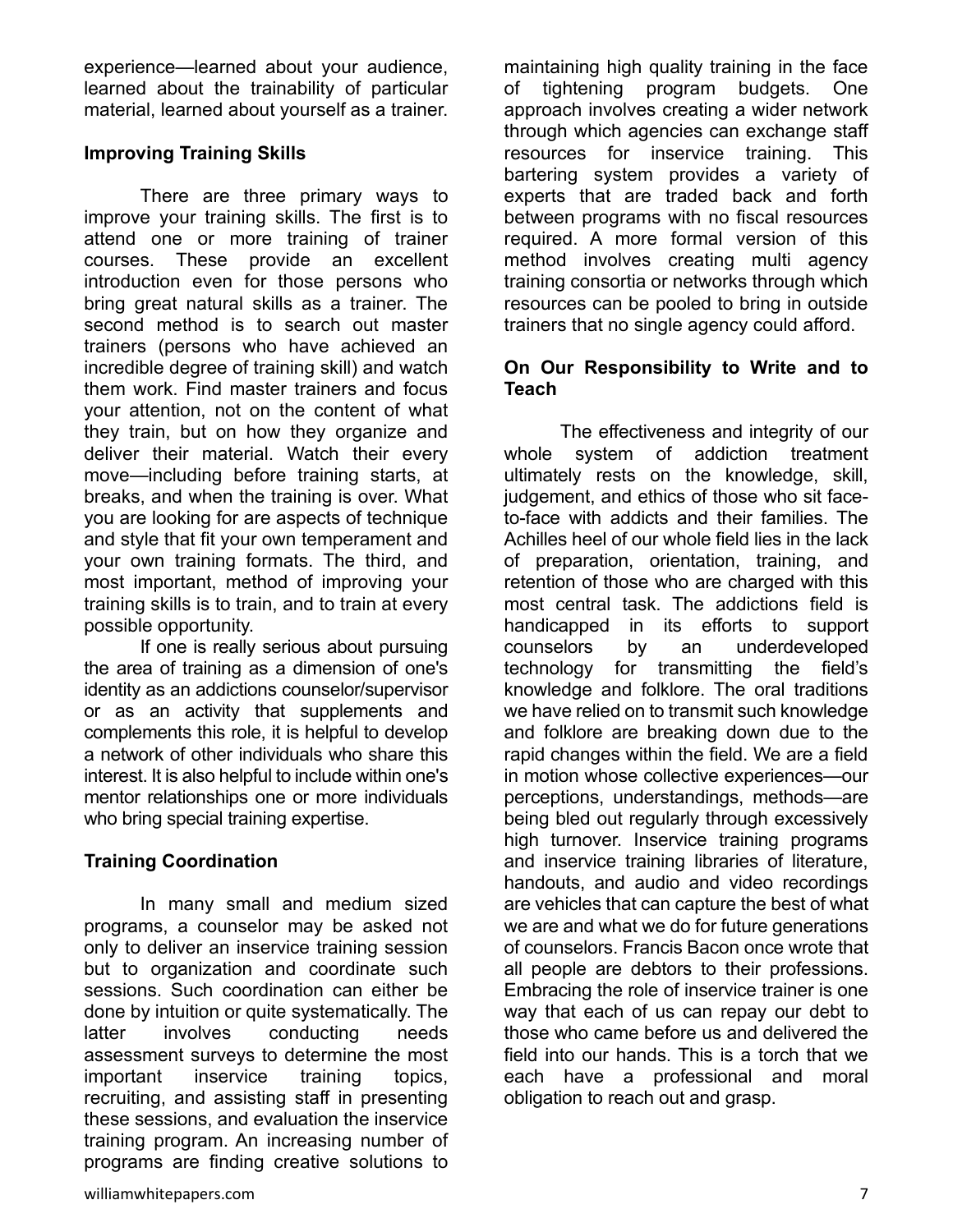experience—learned about your audience, learned about the trainability of particular material, learned about yourself as a trainer.

**Improving Training Skills**

There are three primary ways to improve your training skills. The first is to attend one or more training of trainer courses. These provide an excellent introduction even for those persons who bring great natural skills as a trainer. The second method is to search out master trainers (persons who have achieved an incredible degree of training skill) and watch them work. Find master trainers and focus your attention, not on the content of what they train, but on how they organize and deliver their material. Watch their every move—including before training starts, at breaks, and when the training is over. What you are looking for are aspects of technique and style that fit your own temperament and your own training formats. The third, and most important, method of improving your training skills is to train, and to train at every possible opportunity.

If one is really serious about pursuing the area of training as a dimension of one's identity as an addictions counselor/supervisor or as an activity that supplements and complements this role, it is helpful to develop a network of other individuals who share this interest. It is also helpful to include within one's mentor relationships one or more individuals who bring special training expertise.

**Training Coordination**

In many small and medium sized programs, a counselor may be asked not only to deliver an inservice training session but to organization and coordinate such sessions. Such coordination can either be done by intuition or quite systematically. The latter involves conducting needs assessment surveys to determine the most important inservice training topics, recruiting, and assisting staff in presenting these sessions, and evaluation the inservice training program. An increasing number of programs are finding creative solutions to maintaining high quality training in the face of tightening program budgets. One approach involves creating a wider network through which agencies can exchange staff resources for inservice training. This bartering system provides a variety of experts that are traded back and forth between programs with no fiscal resources required. A more formal version of this method involves creating multi agency training consortia or networks through which resources can be pooled to bring in outside trainers that no single agency could afford.

**On Our Responsibility to Write and to Teach**

The effectiveness and integrity of our whole system of addiction treatment ultimately rests on the knowledge, skill, judgement, and ethics of those who sit face-to-face with addicts and their families. The Achilles heel of our whole field lies in the lack of preparation, orientation, training, and retention of those who are charged with this most central task. The addictions field is handicapped in its efforts to support counselors by an underdeveloped technology for transmitting the field's knowledge and folklore. The oral traditions we have relied on to transmit such knowledge and folklore are breaking down due to the rapid changes within the field. We are a field in motion whose collective experiences—our perceptions, understandings, methods—are being bled out regularly through excessively high turnover. Inservice training programs and inservice training libraries of literature, handouts, and audio and video recordings are vehicles that can capture the best of what we are and what we do for future generations of counselors. Francis Bacon once wrote that all people are debtors to their professions. Embracing the role of inservice trainer is one way that each of us can repay our debt to those who came before us and delivered the field into our hands. This is a torch that we each have a professional and moral obligation to reach out and grasp.